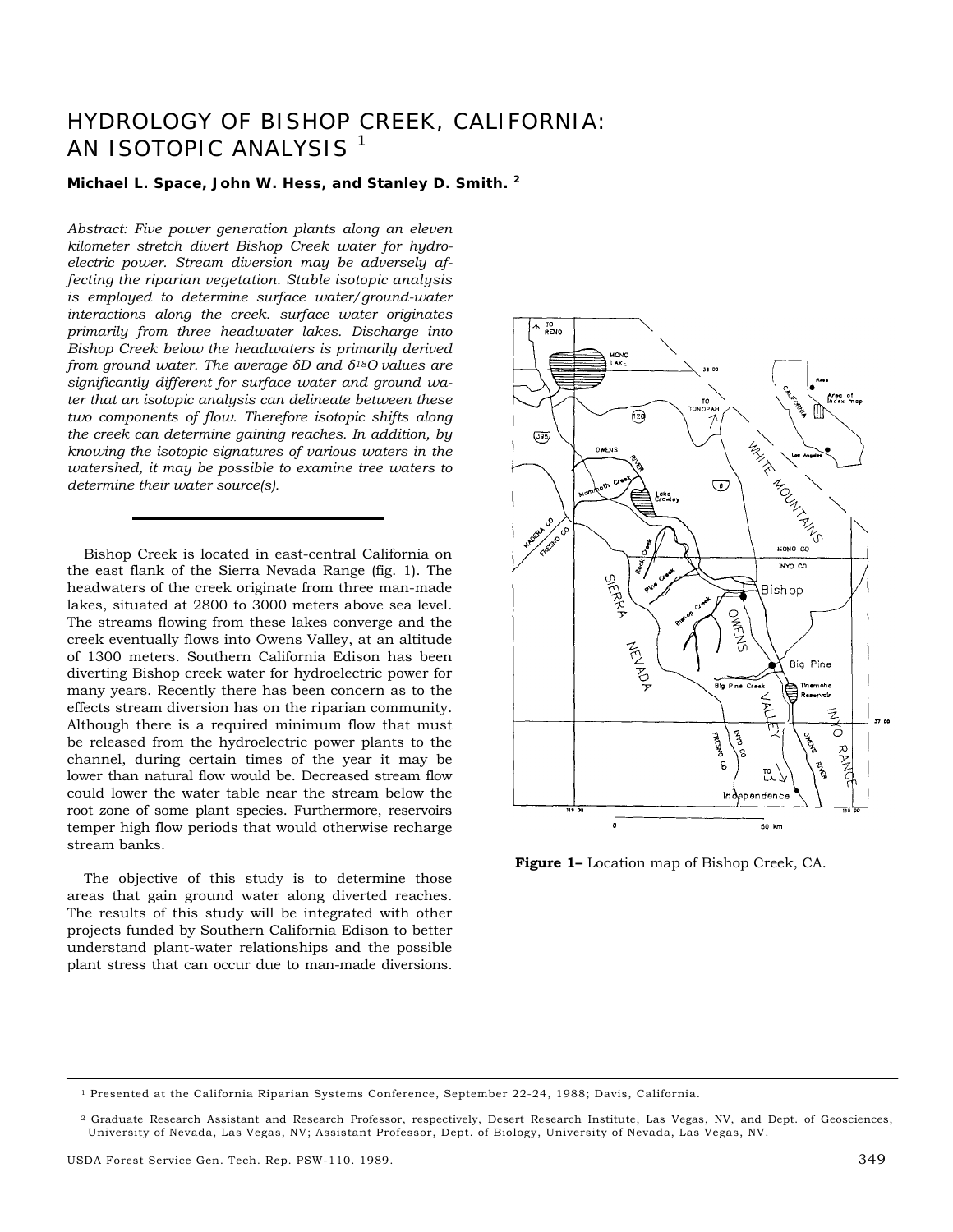# HYDROLOGY OF BISHOP CREEK, CALIFORNIA: AN ISOTOPIC ANALYSIS [1]

**Michael L. Space, John W. Hess, and Stanley D. Smith. [2]**

*Abstract: Five power generation plants along an eleven kilometer stretch divert Bishop Creek water for hydroelectric power. Stream diversion may be adversely affecting the riparian vegetation. Stable isotopic analysis is employed to determine surface water/ground-water interactions along the creek. surface water originates primarily from three headwater lakes. Discharge into Bishop Creek below the headwaters is primarily derived from ground water. The average δD and δ18O values are significantly different for surface water and ground water that an isotopic analysis can delineate between these two components of flow. Therefore isotopic shifts along the creek can determine gaining reaches. In addition, by knowing the isotopic signatures of various waters in the watershed, it may be possible to examine tree waters to determine their water source(s).*

Bishop Creek is located in east-central California on the east flank of the Sierra Nevada Range (fig. 1). The headwaters of the creek originate from three man-made lakes, situated at 2800 to 3000 meters above sea level. The streams flowing from these lakes converge and the creek eventually flows into Owens Valley, at an altitude of 1300 meters. Southern California Edison has been diverting Bishop creek water for hydroelectric power for many years. Recently there has been concern as to the effects stream diversion has on the riparian community. Although there is a required minimum flow that must be released from the hydroelectric power plants to the channel, during certain times of the year it may be lower than natural flow would be. Decreased stream flow could lower the water table near the stream below the root zone of some plant species. Furthermore, reservoirs temper high flow periods that would otherwise recharge stream banks.

The objective of this study is to determine those areas that gain ground water along diverted reaches. The results of this study will be integrated with other projects funded by Southern California Edison to better understand plant-water relationships and the possible plant stress that can occur due to man-made diversions.

**Figure 1–** Location map of Bishop Creek, CA.

[1] Presented at the California Riparian Systems Conference, September 22-24, 1988; Davis, California.

[2] Graduate Research Assistant and Research Professor, respectively, Desert Research Institute, Las Vegas, NV, and Dept. of Geosciences, University of Nevada, Las Vegas, NV; Assistant Professor, Dept. of Biology, University of Nevada, Las Vegas, NV.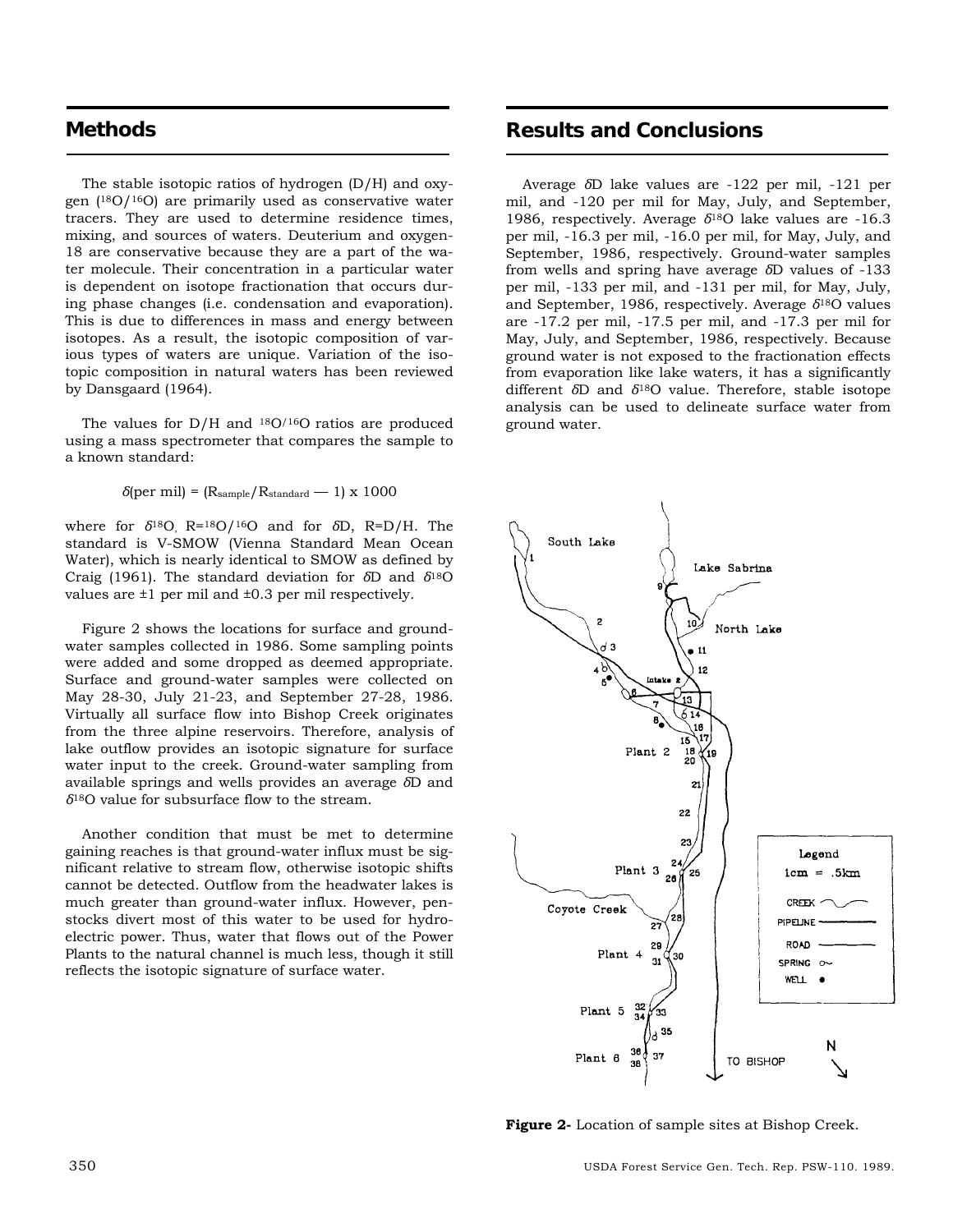## Methods

The stable isotopic ratios of hydrogen (D/H) and oxygen ($^{18}O/^{16}O$) are primarily used as conservative water tracers. They are used to determine residence times, mixing, and sources of waters. Deuterium and oxygen-18 are conservative because they are a part of the water molecule. Their concentration in a particular water is dependent on isotope fractionation that occurs during phase changes (i.e. condensation and evaporation). This is due to differences in mass and energy between isotopes. As a result, the isotopic composition of various types of waters are unique. Variation of the isotopic composition in natural waters has been reviewed by Dansgaard (1964).

The values for D/H and $^{18}O/^{16}O$ ratios are produced using a mass spectrometer that compares the sample to a known standard:

$$\delta(\text{per mil}) = (R_{sample}/R_{standard} - 1) \times 1000$$

where for $\delta^{18}O$, $R={}^{18}O/^{16}O$ and for $\delta D$, R=D/H. The standard is V-SMOW (Vienna Standard Mean Ocean Water), which is nearly identical to SMOW as defined by Craig (1961). The standard deviation for $\delta D$ and $\delta^{18}O$ values are ±1 per mil and ±0.3 per mil respectively.

Figure 2 shows the locations for surface and ground-water samples collected in 1986. Some sampling points were added and some dropped as deemed appropriate. Surface and ground-water samples were collected on May 28-30, July 21-23, and September 27-28, 1986. Virtually all surface flow into Bishop Creek originates from the three alpine reservoirs. Therefore, analysis of lake outflow provides an isotopic signature for surface water input to the creek. Ground-water sampling from available springs and wells provides an average $\delta D$ and $\delta^{18}O$ value for subsurface flow to the stream.

Another condition that must be met to determine gaining reaches is that ground-water influx must be significant relative to stream flow, otherwise isotopic shifts cannot be detected. Outflow from the headwater lakes is much greater than ground-water influx. However, penstocks divert most of this water to be used for hydroelectric power. Thus, water that flows out of the Power Plants to the natural channel is much less, though it still reflects the isotopic signature of surface water.

## Results and Conclusions

Average $\delta D$ lake values are -122 per mil, -121 per mil, and -120 per mil for May, July, and September, 1986, respectively. Average $\delta^{18}O$ lake values are -16.3 per mil, -16.3 per mil, -16.0 per mil, for May, July, and September, 1986, respectively. Ground-water samples from wells and spring have average $\delta D$ values of -133 per mil, -133 per mil, and -131 per mil, for May, July, and September, 1986, respectively. Average $\delta^{18}O$ values are -17.2 per mil, -17.5 per mil, and -17.3 per mil for May, July, and September, 1986, respectively. Because ground water is not exposed to the fractionation effects from evaporation like lake waters, it has a significantly different $\delta D$ and $\delta^{18}O$ value. Therefore, stable isotope analysis can be used to delineate surface water from ground water.

**Figure 2-** Location of sample sites at Bishop Creek.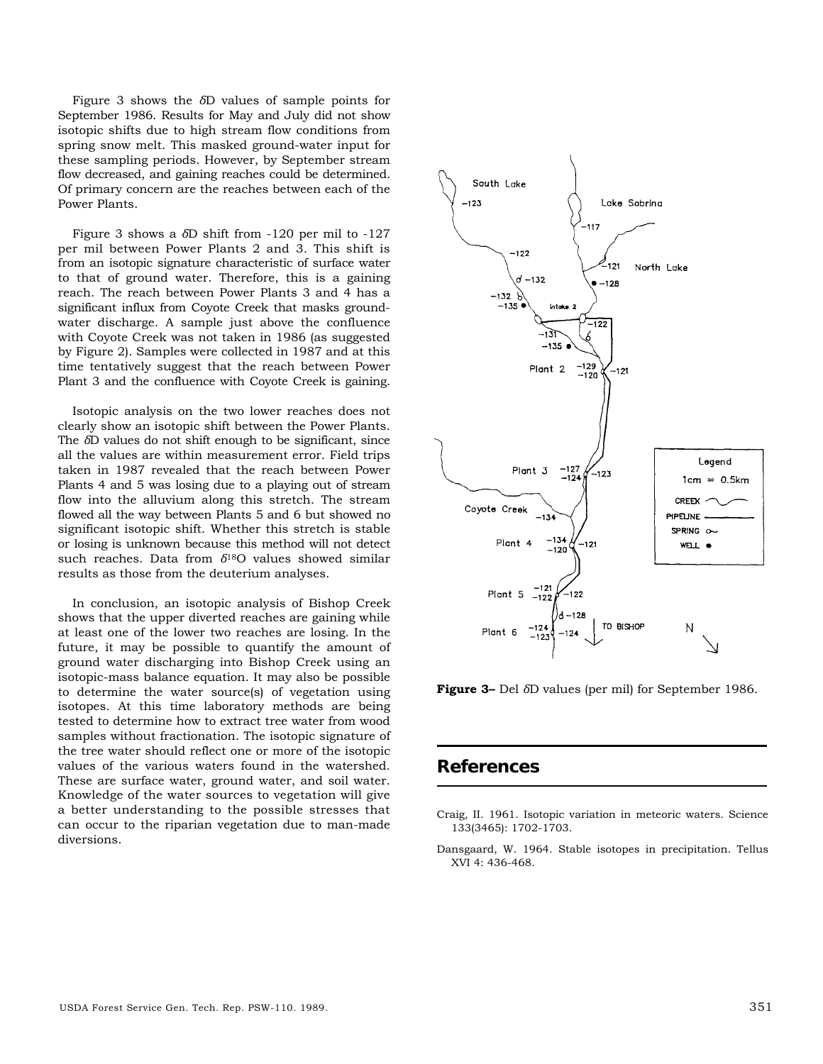Figure 3 shows the $\delta$D values of sample points for September 1986. Results for May and July did not show isotopic shifts due to high stream flow conditions from spring snow melt. This masked ground-water input for these sampling periods. However, by September stream flow decreased, and gaining reaches could be determined. Of primary concern are the reaches between each of the Power Plants.

Figure 3 shows a $\delta$D shift from -120 per mil to -127 per mil between Power Plants 2 and 3. This shift is from an isotopic signature characteristic of surface water to that of ground water. Therefore, this is a gaining reach. The reach between Power Plants 3 and 4 has a significant influx from Coyote Creek that masks ground-water discharge. A sample just above the confluence with Coyote Creek was not taken in 1986 (as suggested by Figure 2). Samples were collected in 1987 and at this time tentatively suggest that the reach between Power Plant 3 and the confluence with Coyote Creek is gaining.

Isotopic analysis on the two lower reaches does not clearly show an isotopic shift between the Power Plants. The $\delta$D values do not shift enough to be significant, since all the values are within measurement error. Field trips taken in 1987 revealed that the reach between Power Plants 4 and 5 was losing due to a playing out of stream flow into the alluvium along this stretch. The stream flowed all the way between Plants 5 and 6 but showed no significant isotopic shift. Whether this stretch is stable or losing is unknown because this method will not detect such reaches. Data from $\delta^{18}$O values showed similar results as those from the deuterium analyses.

In conclusion, an isotopic analysis of Bishop Creek shows that the upper diverted reaches are gaining while at least one of the lower two reaches are losing. In the future, it may be possible to quantify the amount of ground water discharging into Bishop Creek using an isotopic-mass balance equation. It may also be possible to determine the water source(s) of vegetation using isotopes. At this time laboratory methods are being tested to determine how to extract tree water from wood samples without fractionation. The isotopic signature of the tree water should reflect one or more of the isotopic values of the various waters found in the watershed. These are surface water, ground water, and soil water. Knowledge of the water sources to vegetation will give a better understanding to the possible stresses that can occur to the riparian vegetation due to man-made diversions.

South Lake
-123
Lake Sabrina
-117
-122
-121
North Lake
-132
-128
-132
-135
Intake 2
-122
-131
-135
Plant 2
-129
-120
-121
Plant 3
-127
-124
-123
Coyote Creek
-134
Plant 4
-134
-120
-121
Plant 5
-121
-122
-122
-128
Plant 6
-124
-123
-124
TO BISHOP
N
Legend
1cm = 0.5km
CREEK
PIPELINE
SPRING
WELL

**Figure 3–** Del $\delta$D values (per mil) for September 1986.

## References

Craig, II. 1961. Isotopic variation in meteoric waters. Science 133(3465): 1702-1703.

Dansgaard, W. 1964. Stable isotopes in precipitation. Tellus XVI 4: 436-468.